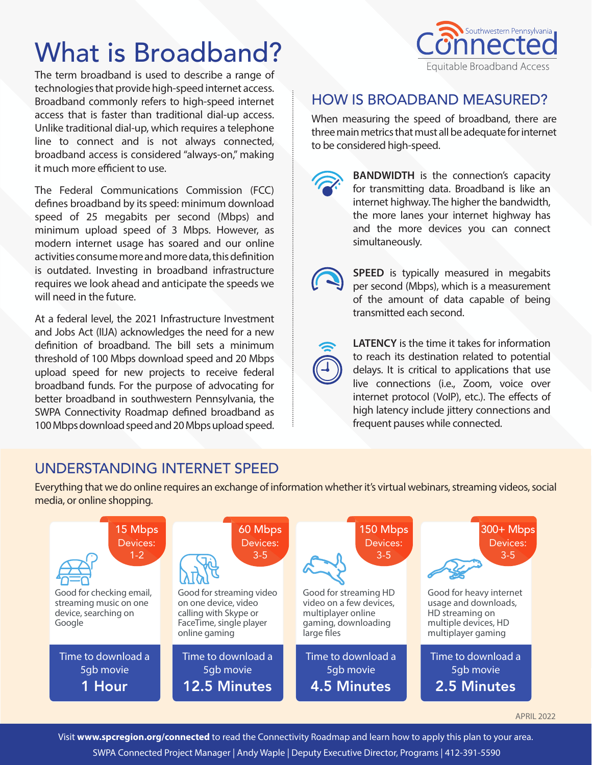# What is Broadband?

Southwestern Pennsylvania Connected
Equitable Broadband Access

The term broadband is used to describe a range of technologies that provide high-speed internet access. Broadband commonly refers to high-speed internet access that is faster than traditional dial-up access. Unlike traditional dial-up, which requires a telephone line to connect and is not always connected, broadband access is considered "always-on," making it much more efficient to use.

The Federal Communications Commission (FCC) defines broadband by its speed: minimum download speed of 25 megabits per second (Mbps) and minimum upload speed of 3 Mbps. However, as modern internet usage has soared and our online activities consume more and more data, this definition is outdated. Investing in broadband infrastructure requires we look ahead and anticipate the speeds we will need in the future.

At a federal level, the 2021 Infrastructure Investment and Jobs Act (IIJA) acknowledges the need for a new definition of broadband. The bill sets a minimum threshold of 100 Mbps download speed and 20 Mbps upload speed for new projects to receive federal broadband funds. For the purpose of advocating for better broadband in southwestern Pennsylvania, the SWPA Connectivity Roadmap defined broadband as 100 Mbps download speed and 20 Mbps upload speed.

## HOW IS BROADBAND MEASURED?

When measuring the speed of broadband, there are three main metrics that must all be adequate for internet to be considered high-speed.

**BANDWIDTH** is the connection's capacity for transmitting data. Broadband is like an internet highway. The higher the bandwidth, the more lanes your internet highway has and the more devices you can connect simultaneously.

**SPEED** is typically measured in megabits per second (Mbps), which is a measurement of the amount of data capable of being transmitted each second.

**LATENCY** is the time it takes for information to reach its destination related to potential delays. It is critical to applications that use live connections (i.e., Zoom, voice over internet protocol (VoIP), etc.). The effects of high latency include jittery connections and frequent pauses while connected.

## UNDERSTANDING INTERNET SPEED

Everything that we do online requires an exchange of information whether it's virtual webinars, streaming videos, social media, or online shopping.

| Speed | Devices | Good for | Time to download a 5gb movie |
|---|---|---|---|
| 15 Mbps | 1-2 | Good for checking email, streaming music on one device, searching on Google | **1 Hour** |
| 60 Mbps | 3-5 | Good for streaming video on one device, video calling with Skype or FaceTime, single player online gaming | **12.5 Minutes** |
| 150 Mbps | 3-5 | Good for streaming HD video on a few devices, multiplayer online gaming, downloading large files | **4.5 Minutes** |
| 300+ Mbps | 3-5 | Good for heavy internet usage and downloads, HD streaming on multiple devices, HD multiplayer gaming | **2.5 Minutes** |

APRIL 2022

Visit **www.spcregion.org/connected** to read the Connectivity Roadmap and learn how to apply this plan to your area.

SWPA Connected Project Manager | Andy Waple | Deputy Executive Director, Programs | 412-391-5590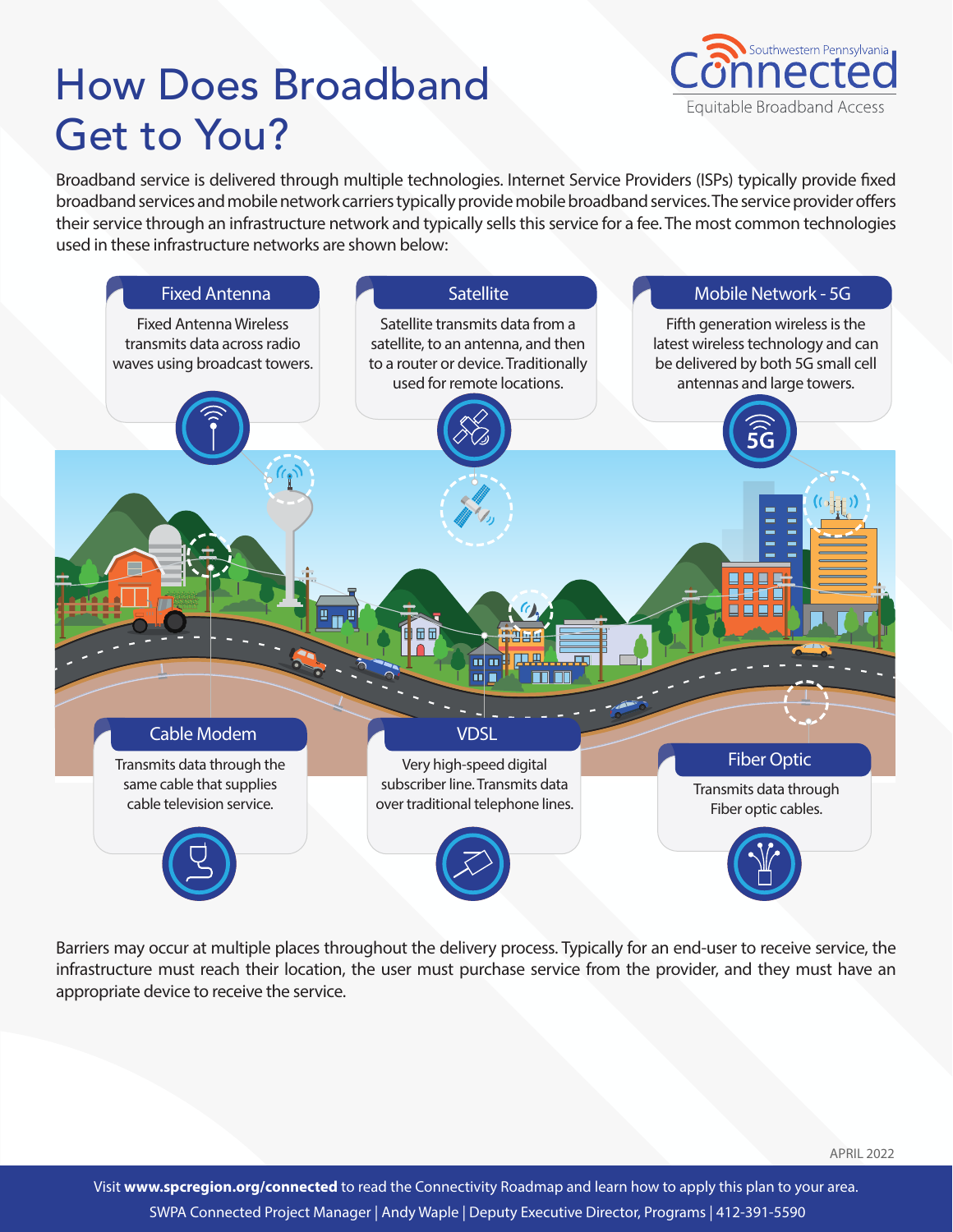# How Does Broadband Get to You?

Southwestern Pennsylvania **Connected**
Equitable Broadband Access

Broadband service is delivered through multiple technologies. Internet Service Providers (ISPs) typically provide fixed broadband services and mobile network carriers typically provide mobile broadband services. The service provider offers their service through an infrastructure network and typically sells this service for a fee. The most common technologies used in these infrastructure networks are shown below:

### Fixed Antenna

Fixed Antenna Wireless transmits data across radio waves using broadcast towers.

### Satellite

Satellite transmits data from a satellite, to an antenna, and then to a router or device. Traditionally used for remote locations.

### Mobile Network - 5G

Fifth generation wireless is the latest wireless technology and can be delivered by both 5G small cell antennas and large towers.

### Cable Modem

Transmits data through the same cable that supplies cable television service.

### VDSL

Very high-speed digital subscriber line. Transmits data over traditional telephone lines.

### Fiber Optic

Transmits data through Fiber optic cables.

Barriers may occur at multiple places throughout the delivery process. Typically for an end-user to receive service, the infrastructure must reach their location, the user must purchase service from the provider, and they must have an appropriate device to receive the service.

APRIL 2022

Visit **www.spcregion.org/connected** to read the Connectivity Roadmap and learn how to apply this plan to your area.
SWPA Connected Project Manager | Andy Waple | Deputy Executive Director, Programs | 412-391-5590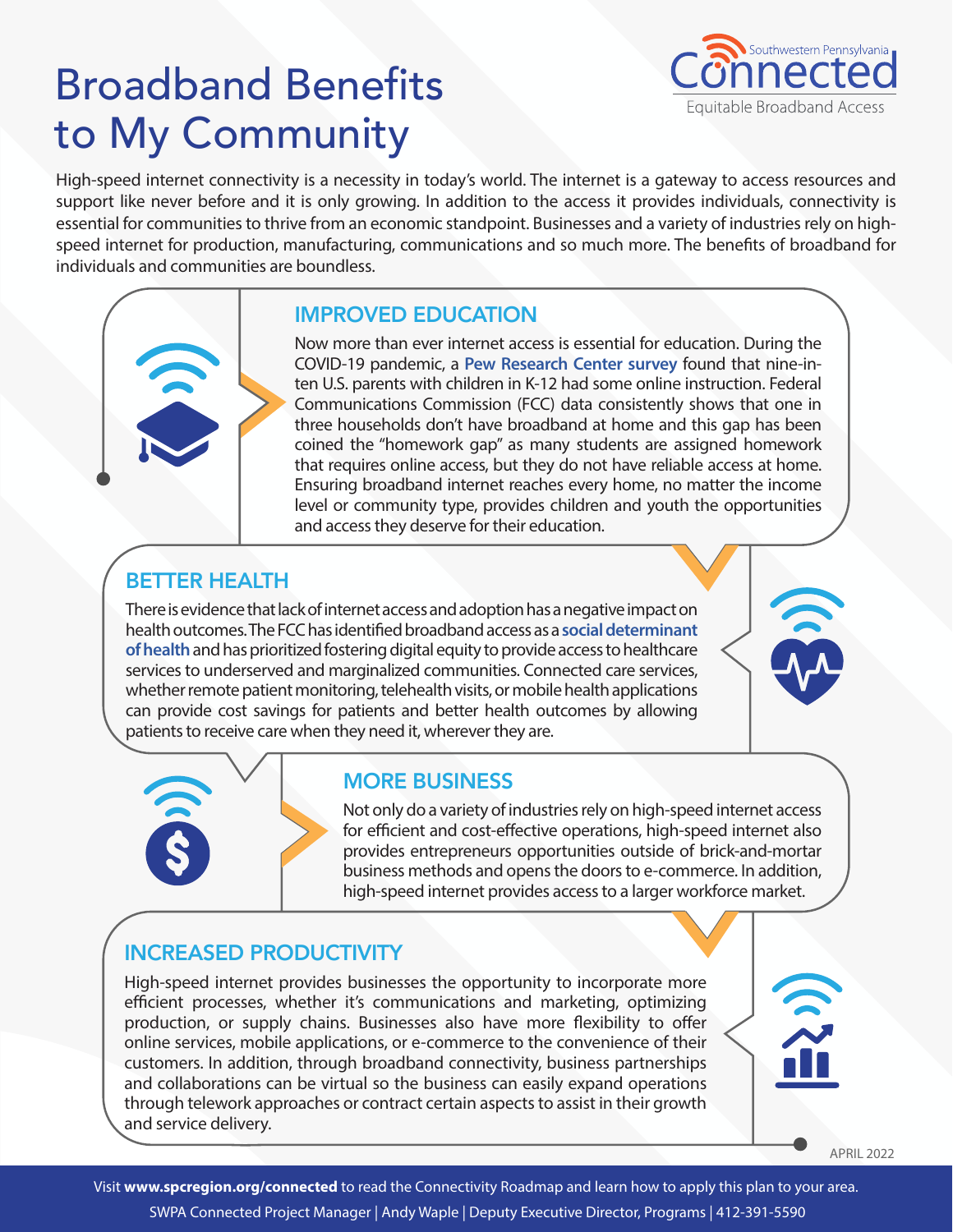# Broadband Benefits to My Community

Southwestern Pennsylvania Connected
Equitable Broadband Access

High-speed internet connectivity is a necessity in today's world. The internet is a gateway to access resources and support like never before and it is only growing. In addition to the access it provides individuals, connectivity is essential for communities to thrive from an economic standpoint. Businesses and a variety of industries rely on high-speed internet for production, manufacturing, communications and so much more. The benefits of broadband for individuals and communities are boundless.

## IMPROVED EDUCATION

Now more than ever internet access is essential for education. During the COVID-19 pandemic, a **Pew Research Center survey** found that nine-in-ten U.S. parents with children in K-12 had some online instruction. Federal Communications Commission (FCC) data consistently shows that one in three households don't have broadband at home and this gap has been coined the "homework gap" as many students are assigned homework that requires online access, but they do not have reliable access at home. Ensuring broadband internet reaches every home, no matter the income level or community type, provides children and youth the opportunities and access they deserve for their education.

## BETTER HEALTH

There is evidence that lack of internet access and adoption has a negative impact on health outcomes. The FCC has identified broadband access as a **social determinant of health** and has prioritized fostering digital equity to provide access to healthcare services to underserved and marginalized communities. Connected care services, whether remote patient monitoring, telehealth visits, or mobile health applications can provide cost savings for patients and better health outcomes by allowing patients to receive care when they need it, wherever they are.

## MORE BUSINESS

Not only do a variety of industries rely on high-speed internet access for efficient and cost-effective operations, high-speed internet also provides entrepreneurs opportunities outside of brick-and-mortar business methods and opens the doors to e-commerce. In addition, high-speed internet provides access to a larger workforce market.

## INCREASED PRODUCTIVITY

High-speed internet provides businesses the opportunity to incorporate more efficient processes, whether it's communications and marketing, optimizing production, or supply chains. Businesses also have more flexibility to offer online services, mobile applications, or e-commerce to the convenience of their customers. In addition, through broadband connectivity, business partnerships and collaborations can be virtual so the business can easily expand operations through telework approaches or contract certain aspects to assist in their growth and service delivery.

APRIL 2022

Visit **www.spcregion.org/connected** to read the Connectivity Roadmap and learn how to apply this plan to your area.

SWPA Connected Project Manager | Andy Waple | Deputy Executive Director, Programs | 412-391-5590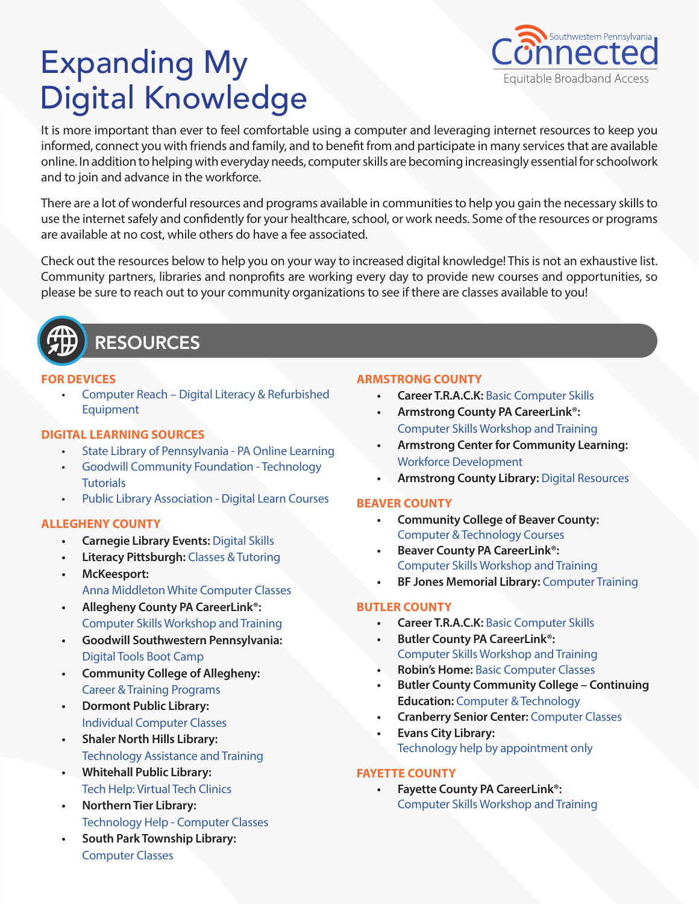# Expanding My Digital Knowledge

Southwestern Pennsylvania Connected — Equitable Broadband Access

It is more important than ever to feel comfortable using a computer and leveraging internet resources to keep you informed, connect you with friends and family, and to benefit from and participate in many services that are available online. In addition to helping with everyday needs, computer skills are becoming increasingly essential for schoolwork and to join and advance in the workforce.

There are a lot of wonderful resources and programs available in communities to help you gain the necessary skills to use the internet safely and confidently for your healthcare, school, or work needs. Some of the resources or programs are available at no cost, while others do have a fee associated.

Check out the resources below to help you on your way to increased digital knowledge! This is not an exhaustive list. Community partners, libraries and nonprofits are working every day to provide new courses and opportunities, so please be sure to reach out to your community organizations to see if there are classes available to you!

## RESOURCES

### FOR DEVICES

- Computer Reach – Digital Literacy & Refurbished Equipment

### DIGITAL LEARNING SOURCES

- State Library of Pennsylvania - PA Online Learning
- Goodwill Community Foundation - Technology Tutorials
- Public Library Association - Digital Learn Courses

### ALLEGHENY COUNTY

- **Carnegie Library Events:** Digital Skills
- **Literacy Pittsburgh:** Classes & Tutoring
- **McKeesport:** Anna Middleton White Computer Classes
- **Allegheny County PA CareerLink®:** Computer Skills Workshop and Training
- **Goodwill Southwestern Pennsylvania:** Digital Tools Boot Camp
- **Community College of Allegheny:** Career & Training Programs
- **Dormont Public Library:** Individual Computer Classes
- **Shaler North Hills Library:** Technology Assistance and Training
- **Whitehall Public Library:** Tech Help: Virtual Tech Clinics
- **Northern Tier Library:** Technology Help - Computer Classes
- **South Park Township Library:** Computer Classes

### ARMSTRONG COUNTY

- **Career T.R.A.C.K:** Basic Computer Skills
- **Armstrong County PA CareerLink®:** Computer Skills Workshop and Training
- **Armstrong Center for Community Learning:** Workforce Development
- **Armstrong County Library:** Digital Resources

### BEAVER COUNTY

- **Community College of Beaver County:** Computer & Technology Courses
- **Beaver County PA CareerLink®:** Computer Skills Workshop and Training
- **BF Jones Memorial Library:** Computer Training

### BUTLER COUNTY

- **Career T.R.A.C.K:** Basic Computer Skills
- **Butler County PA CareerLink®:** Computer Skills Workshop and Training
- **Robin's Home:** Basic Computer Classes
- **Butler County Community College – Continuing Education:** Computer & Technology
- **Cranberry Senior Center:** Computer Classes
- **Evans City Library:** Technology help by appointment only

### FAYETTE COUNTY

- **Fayette County PA CareerLink®:** Computer Skills Workshop and Training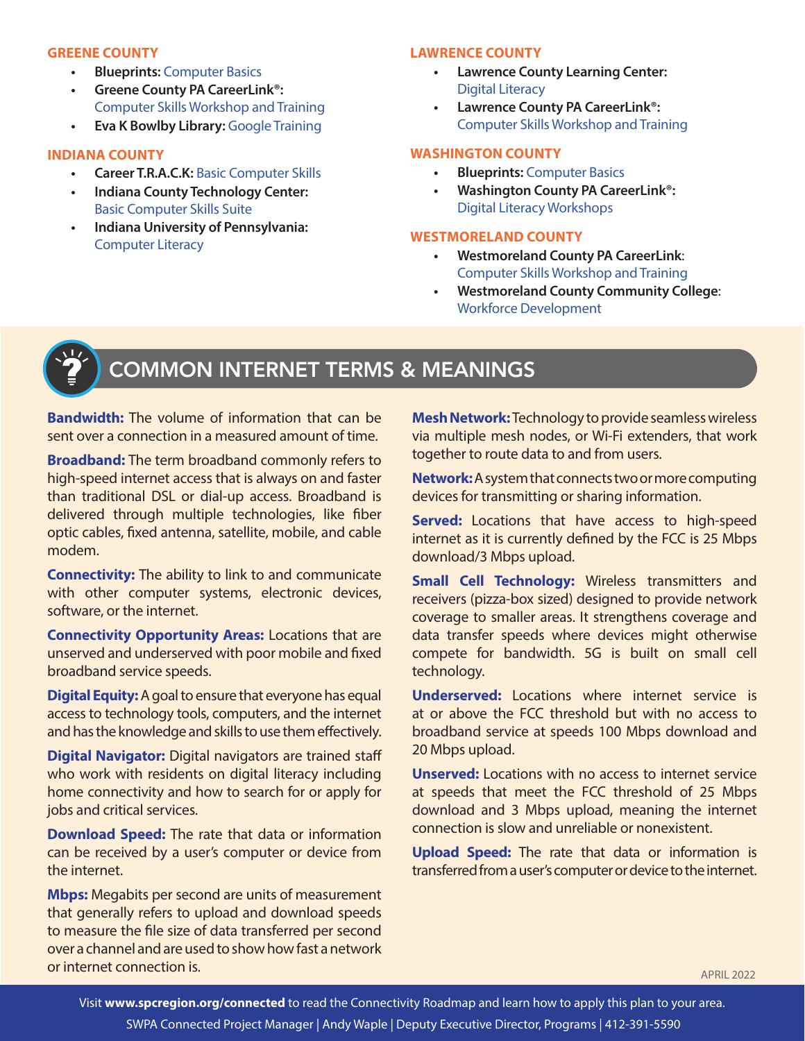## GREENE COUNTY

- **Blueprints:** Computer Basics
- **Greene County PA CareerLink®:** Computer Skills Workshop and Training
- **Eva K Bowlby Library:** Google Training

## INDIANA COUNTY

- **Career T.R.A.C.K:** Basic Computer Skills
- **Indiana County Technology Center:** Basic Computer Skills Suite
- **Indiana University of Pennsylvania:** Computer Literacy

## LAWRENCE COUNTY

- **Lawrence County Learning Center:** Digital Literacy
- **Lawrence County PA CareerLink®:** Computer Skills Workshop and Training

## WASHINGTON COUNTY

- **Blueprints:** Computer Basics
- **Washington County PA CareerLink®:** Digital Literacy Workshops

## WESTMORELAND COUNTY

- **Westmoreland County PA CareerLink**: Computer Skills Workshop and Training
- **Westmoreland County Community College**: Workforce Development

# COMMON INTERNET TERMS & MEANINGS

**Bandwidth:** The volume of information that can be sent over a connection in a measured amount of time.

**Broadband:** The term broadband commonly refers to high-speed internet access that is always on and faster than traditional DSL or dial-up access. Broadband is delivered through multiple technologies, like fiber optic cables, fixed antenna, satellite, mobile, and cable modem.

**Connectivity:** The ability to link to and communicate with other computer systems, electronic devices, software, or the internet.

**Connectivity Opportunity Areas:** Locations that are unserved and underserved with poor mobile and fixed broadband service speeds.

**Digital Equity:** A goal to ensure that everyone has equal access to technology tools, computers, and the internet and has the knowledge and skills to use them effectively.

**Digital Navigator:** Digital navigators are trained staff who work with residents on digital literacy including home connectivity and how to search for or apply for jobs and critical services.

**Download Speed:** The rate that data or information can be received by a user's computer or device from the internet.

**Mbps:** Megabits per second are units of measurement that generally refers to upload and download speeds to measure the file size of data transferred per second over a channel and are used to show how fast a network or internet connection is.

**Mesh Network:** Technology to provide seamless wireless via multiple mesh nodes, or Wi-Fi extenders, that work together to route data to and from users.

**Network:** A system that connects two or more computing devices for transmitting or sharing information.

**Served:** Locations that have access to high-speed internet as it is currently defined by the FCC is 25 Mbps download/3 Mbps upload.

**Small Cell Technology:** Wireless transmitters and receivers (pizza-box sized) designed to provide network coverage to smaller areas. It strengthens coverage and data transfer speeds where devices might otherwise compete for bandwidth. 5G is built on small cell technology.

**Underserved:** Locations where internet service is at or above the FCC threshold but with no access to broadband service at speeds 100 Mbps download and 20 Mbps upload.

**Unserved:** Locations with no access to internet service at speeds that meet the FCC threshold of 25 Mbps download and 3 Mbps upload, meaning the internet connection is slow and unreliable or nonexistent.

**Upload Speed:** The rate that data or information is transferred from a user's computer or device to the internet.

APRIL 2022

Visit **www.spcregion.org/connected** to read the Connectivity Roadmap and learn how to apply this plan to your area.

SWPA Connected Project Manager | Andy Waple | Deputy Executive Director, Programs | 412-391-5590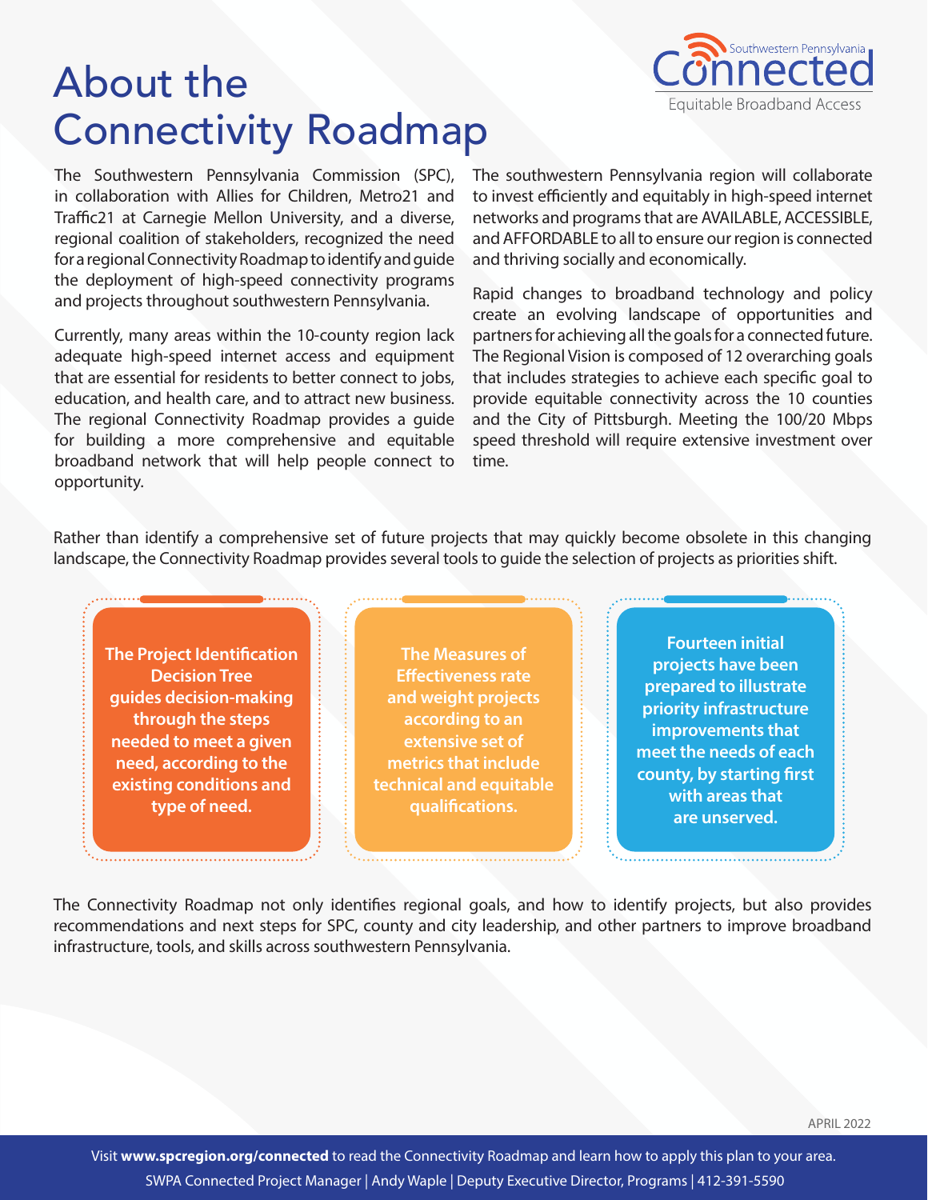# About the Connectivity Roadmap

Southwestern Pennsylvania Connected — Equitable Broadband Access

The Southwestern Pennsylvania Commission (SPC), in collaboration with Allies for Children, Metro21 and Traffic21 at Carnegie Mellon University, and a diverse, regional coalition of stakeholders, recognized the need for a regional Connectivity Roadmap to identify and guide the deployment of high-speed connectivity programs and projects throughout southwestern Pennsylvania.

Currently, many areas within the 10-county region lack adequate high-speed internet access and equipment that are essential for residents to better connect to jobs, education, and health care, and to attract new business. The regional Connectivity Roadmap provides a guide for building a more comprehensive and equitable broadband network that will help people connect to opportunity.

The southwestern Pennsylvania region will collaborate to invest efficiently and equitably in high-speed internet networks and programs that are AVAILABLE, ACCESSIBLE, and AFFORDABLE to all to ensure our region is connected and thriving socially and economically.

Rapid changes to broadband technology and policy create an evolving landscape of opportunities and partners for achieving all the goals for a connected future. The Regional Vision is composed of 12 overarching goals that includes strategies to achieve each specific goal to provide equitable connectivity across the 10 counties and the City of Pittsburgh. Meeting the 100/20 Mbps speed threshold will require extensive investment over time.

Rather than identify a comprehensive set of future projects that may quickly become obsolete in this changing landscape, the Connectivity Roadmap provides several tools to guide the selection of projects as priorities shift.

**The Project Identification Decision Tree guides decision-making through the steps needed to meet a given need, according to the existing conditions and type of need.**

**The Measures of Effectiveness rate and weight projects according to an extensive set of metrics that include technical and equitable qualifications.**

**Fourteen initial projects have been prepared to illustrate priority infrastructure improvements that meet the needs of each county, by starting first with areas that are unserved.**

The Connectivity Roadmap not only identifies regional goals, and how to identify projects, but also provides recommendations and next steps for SPC, county and city leadership, and other partners to improve broadband infrastructure, tools, and skills across southwestern Pennsylvania.

APRIL 2022

Visit **www.spcregion.org/connected** to read the Connectivity Roadmap and learn how to apply this plan to your area.

SWPA Connected Project Manager | Andy Waple | Deputy Executive Director, Programs | 412-391-5590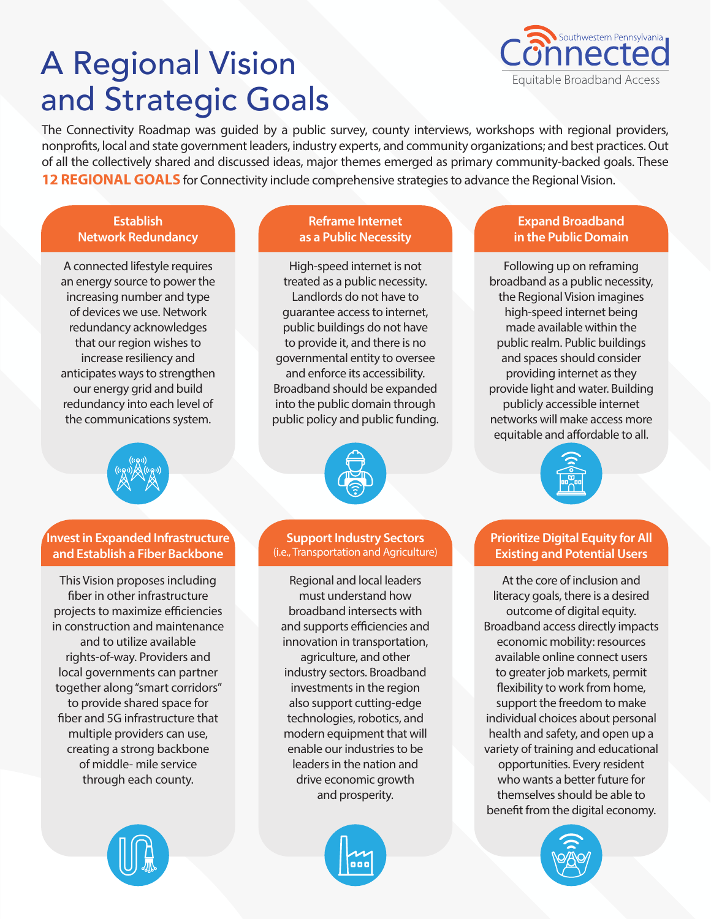# A Regional Vision and Strategic Goals

Southwestern Pennsylvania Connected
Equitable Broadband Access

The Connectivity Roadmap was guided by a public survey, county interviews, workshops with regional providers, nonprofits, local and state government leaders, industry experts, and community organizations; and best practices. Out of all the collectively shared and discussed ideas, major themes emerged as primary community-backed goals. These **12 REGIONAL GOALS** for Connectivity include comprehensive strategies to advance the Regional Vision.

## Establish Network Redundancy

A connected lifestyle requires an energy source to power the increasing number and type of devices we use. Network redundancy acknowledges that our region wishes to increase resiliency and anticipates ways to strengthen our energy grid and build redundancy into each level of the communications system.

## Reframe Internet as a Public Necessity

High-speed internet is not treated as a public necessity. Landlords do not have to guarantee access to internet, public buildings do not have to provide it, and there is no governmental entity to oversee and enforce its accessibility. Broadband should be expanded into the public domain through public policy and public funding.

## Expand Broadband in the Public Domain

Following up on reframing broadband as a public necessity, the Regional Vision imagines high-speed internet being made available within the public realm. Public buildings and spaces should consider providing internet as they provide light and water. Building publicly accessible internet networks will make access more equitable and affordable to all.

## Invest in Expanded Infrastructure and Establish a Fiber Backbone

This Vision proposes including fiber in other infrastructure projects to maximize efficiencies in construction and maintenance and to utilize available rights-of-way. Providers and local governments can partner together along "smart corridors" to provide shared space for fiber and 5G infrastructure that multiple providers can use, creating a strong backbone of middle- mile service through each county.

## Support Industry Sectors (i.e., Transportation and Agriculture)

Regional and local leaders must understand how broadband intersects with and supports efficiencies and innovation in transportation, agriculture, and other industry sectors. Broadband investments in the region also support cutting-edge technologies, robotics, and modern equipment that will enable our industries to be leaders in the nation and drive economic growth and prosperity.

## Prioritize Digital Equity for All Existing and Potential Users

At the core of inclusion and literacy goals, there is a desired outcome of digital equity. Broadband access directly impacts economic mobility: resources available online connect users to greater job markets, permit flexibility to work from home, support the freedom to make individual choices about personal health and safety, and open up a variety of training and educational opportunities. Every resident who wants a better future for themselves should be able to benefit from the digital economy.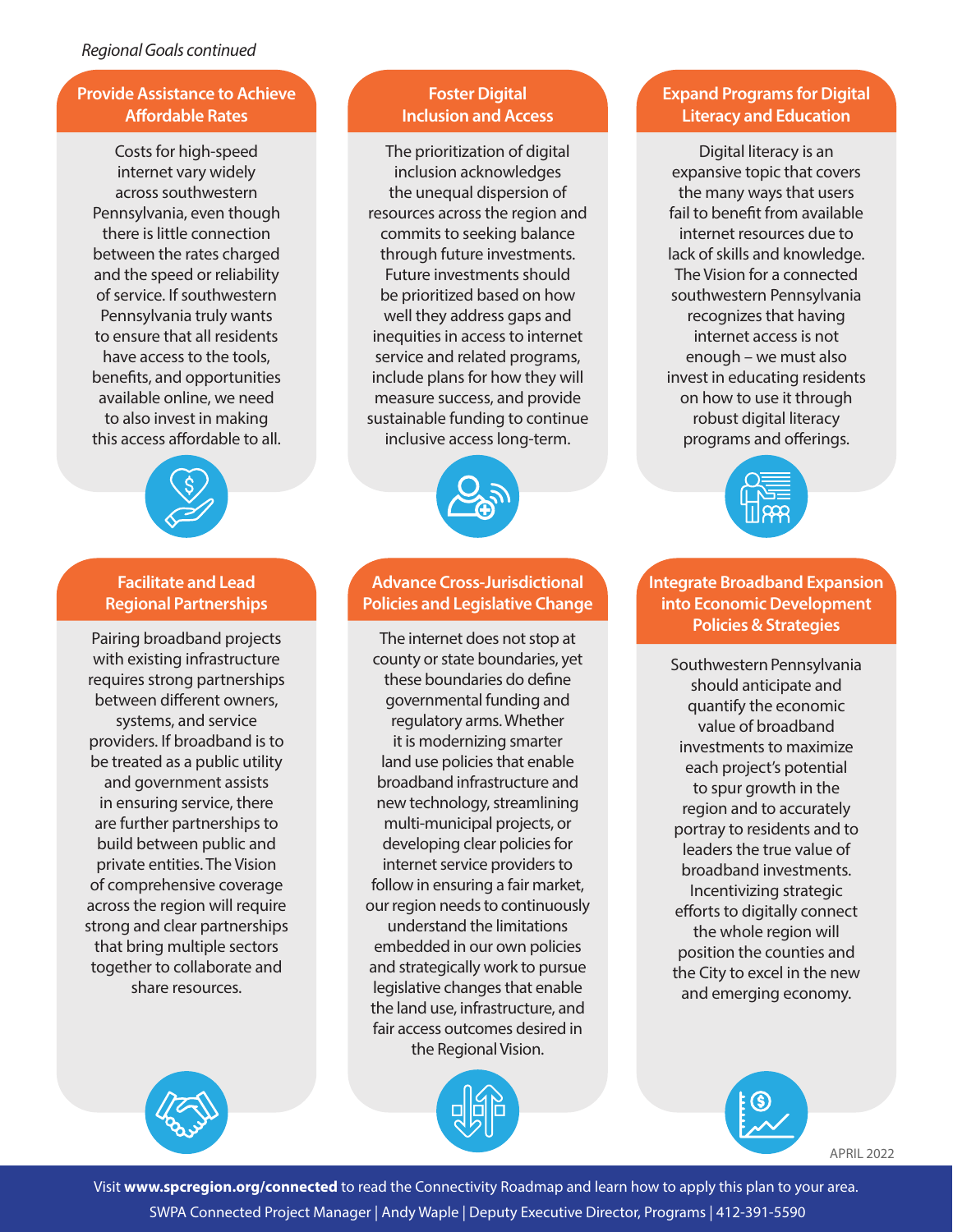*Regional Goals continued*

## Provide Assistance to Achieve Affordable Rates

Costs for high-speed internet vary widely across southwestern Pennsylvania, even though there is little connection between the rates charged and the speed or reliability of service. If southwestern Pennsylvania truly wants to ensure that all residents have access to the tools, benefits, and opportunities available online, we need to also invest in making this access affordable to all.

## Foster Digital Inclusion and Access

The prioritization of digital inclusion acknowledges the unequal dispersion of resources across the region and commits to seeking balance through future investments. Future investments should be prioritized based on how well they address gaps and inequities in access to internet service and related programs, include plans for how they will measure success, and provide sustainable funding to continue inclusive access long-term.

## Expand Programs for Digital Literacy and Education

Digital literacy is an expansive topic that covers the many ways that users fail to benefit from available internet resources due to lack of skills and knowledge. The Vision for a connected southwestern Pennsylvania recognizes that having internet access is not enough – we must also invest in educating residents on how to use it through robust digital literacy programs and offerings.

## Facilitate and Lead Regional Partnerships

Pairing broadband projects with existing infrastructure requires strong partnerships between different owners, systems, and service providers. If broadband is to be treated as a public utility and government assists in ensuring service, there are further partnerships to build between public and private entities. The Vision of comprehensive coverage across the region will require strong and clear partnerships that bring multiple sectors together to collaborate and share resources.

## Advance Cross-Jurisdictional Policies and Legislative Change

The internet does not stop at county or state boundaries, yet these boundaries do define governmental funding and regulatory arms. Whether it is modernizing smarter land use policies that enable broadband infrastructure and new technology, streamlining multi-municipal projects, or developing clear policies for internet service providers to follow in ensuring a fair market, our region needs to continuously understand the limitations embedded in our own policies and strategically work to pursue legislative changes that enable the land use, infrastructure, and fair access outcomes desired in the Regional Vision.

## Integrate Broadband Expansion into Economic Development Policies & Strategies

Southwestern Pennsylvania should anticipate and quantify the economic value of broadband investments to maximize each project's potential to spur growth in the region and to accurately portray to residents and to leaders the true value of broadband investments. Incentivizing strategic efforts to digitally connect the whole region will position the counties and the City to excel in the new and emerging economy.

APRIL 2022

Visit **www.spcregion.org/connected** to read the Connectivity Roadmap and learn how to apply this plan to your area.

SWPA Connected Project Manager | Andy Waple | Deputy Executive Director, Programs | 412-391-5590